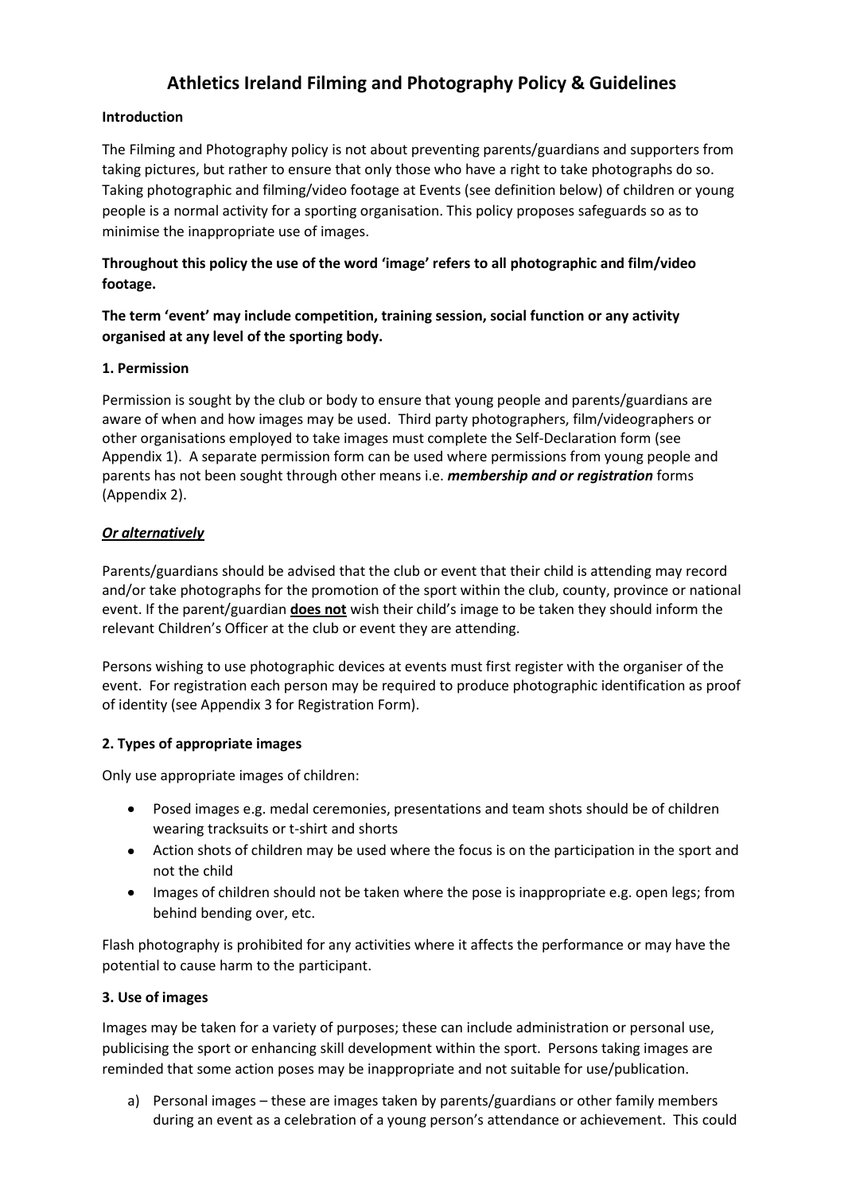# Athletics Ireland Filming and Photography Policy & Guidelines

**Introduction**

The Filming and Photography policy is not about preventing parents/guardians and supporters from taking pictures, but rather to ensure that only those who have a right to take photographs do so. Taking photographic and filming/video footage at Events (see definition below) of children or young people is a normal activity for a sporting organisation. This policy proposes safeguards so as to minimise the inappropriate use of images.

**Throughout this policy the use of the word 'image' refers to all photographic and film/video footage.**

**The term 'event' may include competition, training session, social function or any activity organised at any level of the sporting body.**

**1. Permission**

Permission is sought by the club or body to ensure that young people and parents/guardians are aware of when and how images may be used. Third party photographers, film/videographers or other organisations employed to take images must complete the Self-Declaration form (see Appendix 1). A separate permission form can be used where permissions from young people and parents has not been sought through other means i.e. ***membership and or registration*** forms (Appendix 2).

***Or alternatively***

Parents/guardians should be advised that the club or event that their child is attending may record and/or take photographs for the promotion of the sport within the club, county, province or national event. If the parent/guardian **does not** wish their child's image to be taken they should inform the relevant Children's Officer at the club or event they are attending.

Persons wishing to use photographic devices at events must first register with the organiser of the event. For registration each person may be required to produce photographic identification as proof of identity (see Appendix 3 for Registration Form).

**2. Types of appropriate images**

Only use appropriate images of children:

- Posed images e.g. medal ceremonies, presentations and team shots should be of children wearing tracksuits or t-shirt and shorts
- Action shots of children may be used where the focus is on the participation in the sport and not the child
- Images of children should not be taken where the pose is inappropriate e.g. open legs; from behind bending over, etc.

Flash photography is prohibited for any activities where it affects the performance or may have the potential to cause harm to the participant.

**3. Use of images**

Images may be taken for a variety of purposes; these can include administration or personal use, publicising the sport or enhancing skill development within the sport. Persons taking images are reminded that some action poses may be inappropriate and not suitable for use/publication.

a) Personal images – these are images taken by parents/guardians or other family members during an event as a celebration of a young person's attendance or achievement. This could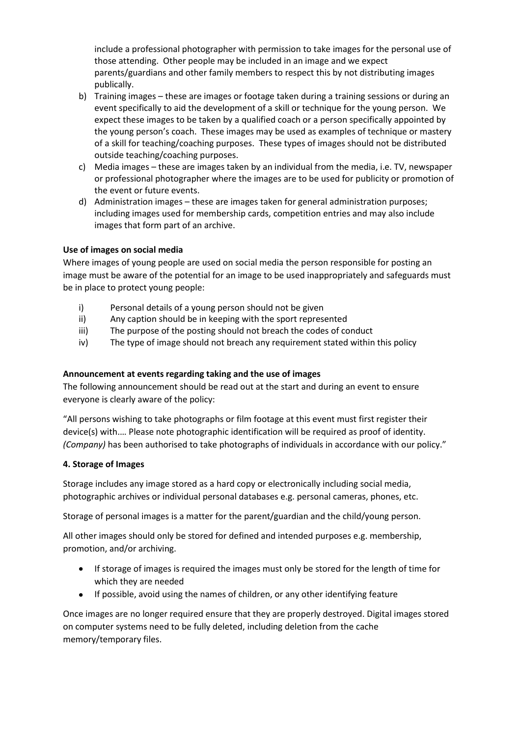include a professional photographer with permission to take images for the personal use of those attending. Other people may be included in an image and we expect parents/guardians and other family members to respect this by not distributing images publically.

b) Training images – these are images or footage taken during a training sessions or during an event specifically to aid the development of a skill or technique for the young person. We expect these images to be taken by a qualified coach or a person specifically appointed by the young person's coach. These images may be used as examples of technique or mastery of a skill for teaching/coaching purposes. These types of images should not be distributed outside teaching/coaching purposes.
c) Media images – these are images taken by an individual from the media, i.e. TV, newspaper or professional photographer where the images are to be used for publicity or promotion of the event or future events.
d) Administration images – these are images taken for general administration purposes; including images used for membership cards, competition entries and may also include images that form part of an archive.

**Use of images on social media**

Where images of young people are used on social media the person responsible for posting an image must be aware of the potential for an image to be used inappropriately and safeguards must be in place to protect young people:

i) Personal details of a young person should not be given
ii) Any caption should be in keeping with the sport represented
iii) The purpose of the posting should not breach the codes of conduct
iv) The type of image should not breach any requirement stated within this policy

**Announcement at events regarding taking and the use of images**

The following announcement should be read out at the start and during an event to ensure everyone is clearly aware of the policy:

"All persons wishing to take photographs or film footage at this event must first register their device(s) with…. Please note photographic identification will be required as proof of identity. *(Company)* has been authorised to take photographs of individuals in accordance with our policy."

**4. Storage of Images**

Storage includes any image stored as a hard copy or electronically including social media, photographic archives or individual personal databases e.g. personal cameras, phones, etc.

Storage of personal images is a matter for the parent/guardian and the child/young person.

All other images should only be stored for defined and intended purposes e.g. membership, promotion, and/or archiving.

- If storage of images is required the images must only be stored for the length of time for which they are needed
- If possible, avoid using the names of children, or any other identifying feature

Once images are no longer required ensure that they are properly destroyed. Digital images stored on computer systems need to be fully deleted, including deletion from the cache memory/temporary files.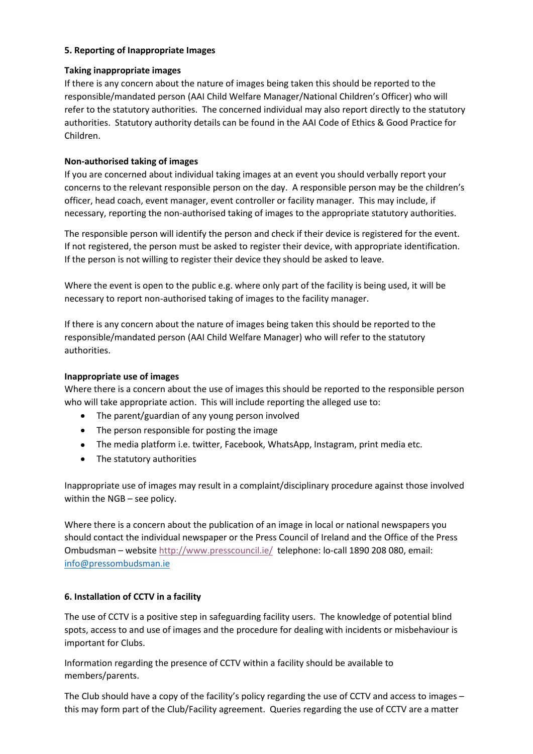## 5. Reporting of Inappropriate Images

**Taking inappropriate images**

If there is any concern about the nature of images being taken this should be reported to the responsible/mandated person (AAI Child Welfare Manager/National Children's Officer) who will refer to the statutory authorities. The concerned individual may also report directly to the statutory authorities. Statutory authority details can be found in the AAI Code of Ethics & Good Practice for Children.

**Non-authorised taking of images**

If you are concerned about individual taking images at an event you should verbally report your concerns to the relevant responsible person on the day. A responsible person may be the children's officer, head coach, event manager, event controller or facility manager. This may include, if necessary, reporting the non-authorised taking of images to the appropriate statutory authorities.

The responsible person will identify the person and check if their device is registered for the event. If not registered, the person must be asked to register their device, with appropriate identification. If the person is not willing to register their device they should be asked to leave.

Where the event is open to the public e.g. where only part of the facility is being used, it will be necessary to report non-authorised taking of images to the facility manager.

If there is any concern about the nature of images being taken this should be reported to the responsible/mandated person (AAI Child Welfare Manager) who will refer to the statutory authorities.

**Inappropriate use of images**

Where there is a concern about the use of images this should be reported to the responsible person who will take appropriate action. This will include reporting the alleged use to:

- The parent/guardian of any young person involved
- The person responsible for posting the image
- The media platform i.e. twitter, Facebook, WhatsApp, Instagram, print media etc.
- The statutory authorities

Inappropriate use of images may result in a complaint/disciplinary procedure against those involved within the NGB – see policy.

Where there is a concern about the publication of an image in local or national newspapers you should contact the individual newspaper or the Press Council of Ireland and the Office of the Press Ombudsman – website http://www.presscouncil.ie/ telephone: lo-call 1890 208 080, email: info@pressombudsman.ie

## 6. Installation of CCTV in a facility

The use of CCTV is a positive step in safeguarding facility users. The knowledge of potential blind spots, access to and use of images and the procedure for dealing with incidents or misbehaviour is important for Clubs.

Information regarding the presence of CCTV within a facility should be available to members/parents.

The Club should have a copy of the facility's policy regarding the use of CCTV and access to images – this may form part of the Club/Facility agreement. Queries regarding the use of CCTV are a matter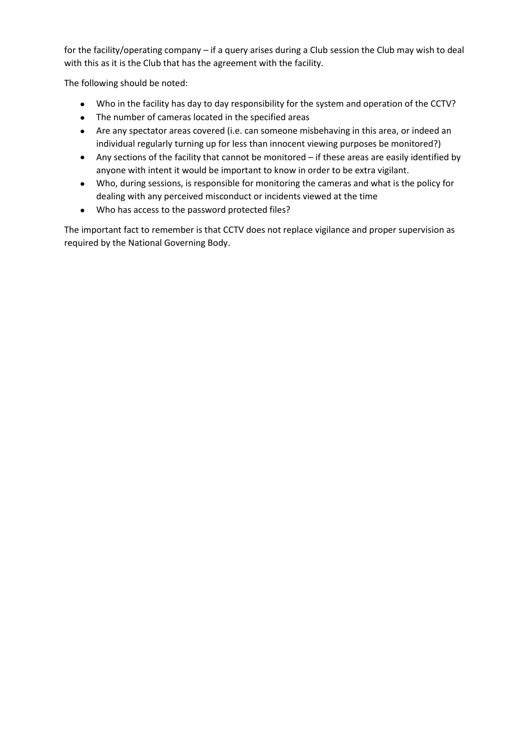for the facility/operating company – if a query arises during a Club session the Club may wish to deal with this as it is the Club that has the agreement with the facility.

The following should be noted:

- Who in the facility has day to day responsibility for the system and operation of the CCTV?
- The number of cameras located in the specified areas
- Are any spectator areas covered (i.e. can someone misbehaving in this area, or indeed an individual regularly turning up for less than innocent viewing purposes be monitored?)
- Any sections of the facility that cannot be monitored – if these areas are easily identified by anyone with intent it would be important to know in order to be extra vigilant.
- Who, during sessions, is responsible for monitoring the cameras and what is the policy for dealing with any perceived misconduct or incidents viewed at the time
- Who has access to the password protected files?

The important fact to remember is that CCTV does not replace vigilance and proper supervision as required by the National Governing Body.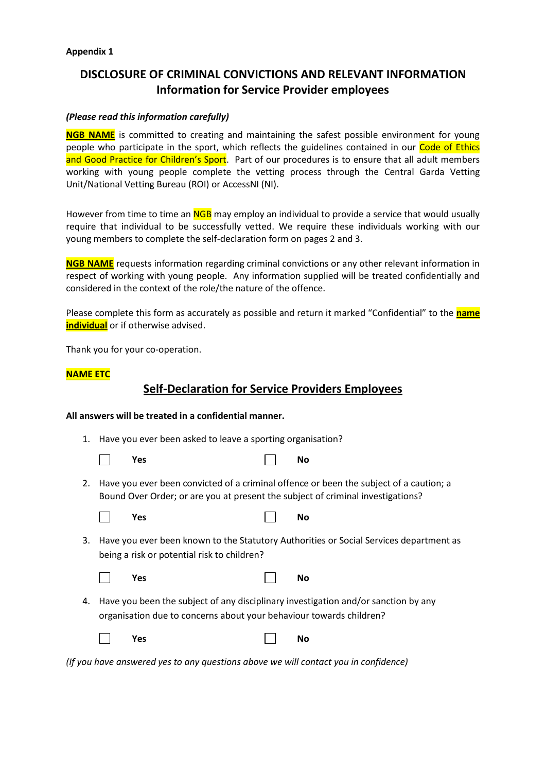**Appendix 1**

## DISCLOSURE OF CRIMINAL CONVICTIONS AND RELEVANT INFORMATION
## Information for Service Provider employees

***(Please read this information carefully)***

**NGB NAME** is committed to creating and maintaining the safest possible environment for young people who participate in the sport, which reflects the guidelines contained in our Code of Ethics and Good Practice for Children's Sport. Part of our procedures is to ensure that all adult members working with young people complete the vetting process through the Central Garda Vetting Unit/National Vetting Bureau (ROI) or AccessNI (NI).

However from time to time an NGB may employ an individual to provide a service that would usually require that individual to be successfully vetted. We require these individuals working with our young members to complete the self-declaration form on pages 2 and 3.

**NGB NAME** requests information regarding criminal convictions or any other relevant information in respect of working with young people. Any information supplied will be treated confidentially and considered in the context of the role/the nature of the offence.

Please complete this form as accurately as possible and return it marked "Confidential" to the **name individual** or if otherwise advised.

Thank you for your co-operation.

**NAME ETC**

## Self-Declaration for Service Providers Employees

**All answers will be treated in a confidential manner.**

1. Have you ever been asked to leave a sporting organisation?

   ☐ **Yes** ☐ **No**

2. Have you ever been convicted of a criminal offence or been the subject of a caution; a Bound Over Order; or are you at present the subject of criminal investigations?

   ☐ **Yes** ☐ **No**

3. Have you ever been known to the Statutory Authorities or Social Services department as being a risk or potential risk to children?

   ☐ **Yes** ☐ **No**

4. Have you been the subject of any disciplinary investigation and/or sanction by any organisation due to concerns about your behaviour towards children?

   ☐ **Yes** ☐ **No**

*(If you have answered yes to any questions above we will contact you in confidence)*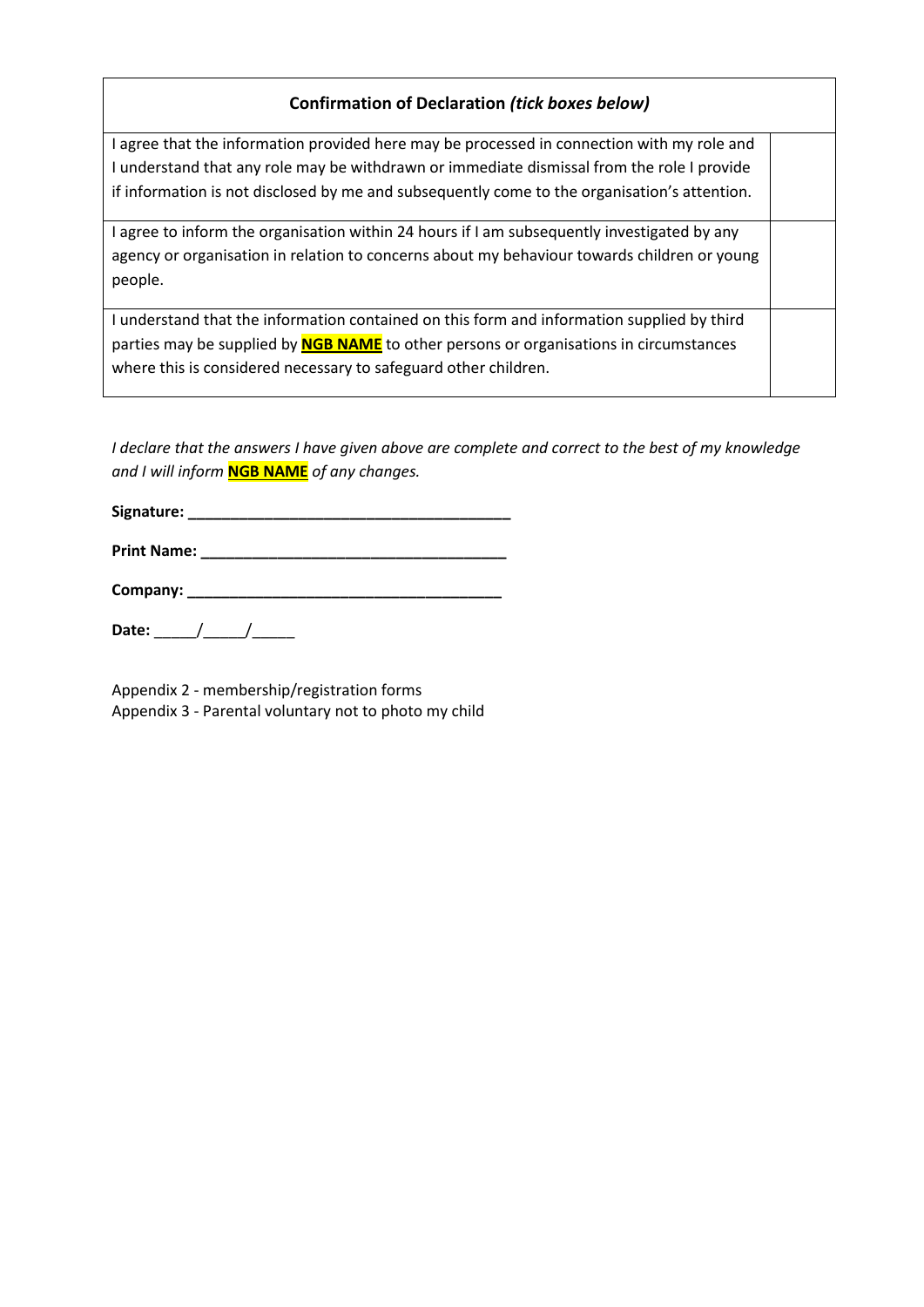| **Confirmation of Declaration *(tick boxes below)*** | |
|---|---|
| I agree that the information provided here may be processed in connection with my role and I understand that any role may be withdrawn or immediate dismissal from the role I provide if information is not disclosed by me and subsequently come to the organisation's attention. | |
| I agree to inform the organisation within 24 hours if I am subsequently investigated by any agency or organisation in relation to concerns about my behaviour towards children or young people. | |
| I understand that the information contained on this form and information supplied by third parties may be supplied by **NGB NAME** to other persons or organisations in circumstances where this is considered necessary to safeguard other children. | |

*I declare that the answers I have given above are complete and correct to the best of my knowledge and I will inform* ***NGB NAME*** *of any changes.*

**Signature:** ______________________________________

**Print Name:** ____________________________________

**Company:** ______________________________________

**Date:** _____/_____/_____

Appendix 2 - membership/registration forms
Appendix 3 - Parental voluntary not to photo my child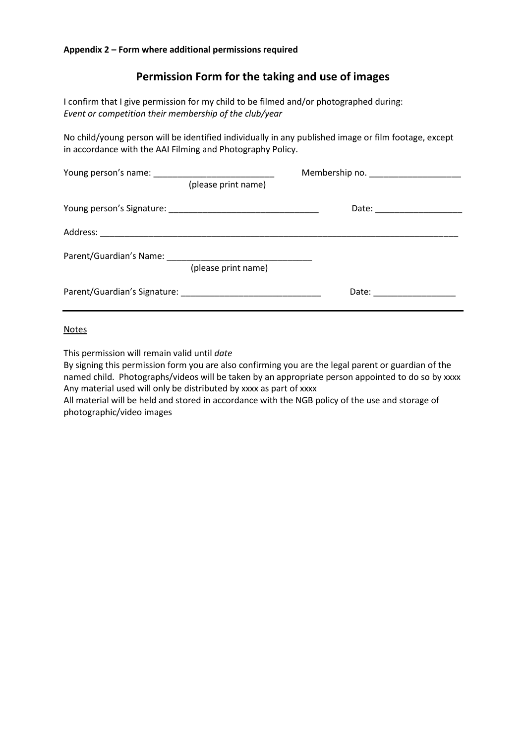**Appendix 2 – Form where additional permissions required**

## Permission Form for the taking and use of images

I confirm that I give permission for my child to be filmed and/or photographed during:
*Event or competition their membership of the club/year*

No child/young person will be identified individually in any published image or film footage, except in accordance with the AAI Filming and Photography Policy.

Young person's name: _________________________ Membership no. ___________________
(please print name)

Young person's Signature: _______________________________ Date: __________________

Address: ____________________________________________________________________________

Parent/Guardian's Name: _____________________________
(please print name)

Parent/Guardian's Signature: _____________________________ Date: _________________

---

<u>Notes</u>

This permission will remain valid until *date*
By signing this permission form you are also confirming you are the legal parent or guardian of the named child. Photographs/videos will be taken by an appropriate person appointed to do so by xxxx
Any material used will only be distributed by xxxx as part of xxxx
All material will be held and stored in accordance with the NGB policy of the use and storage of photographic/video images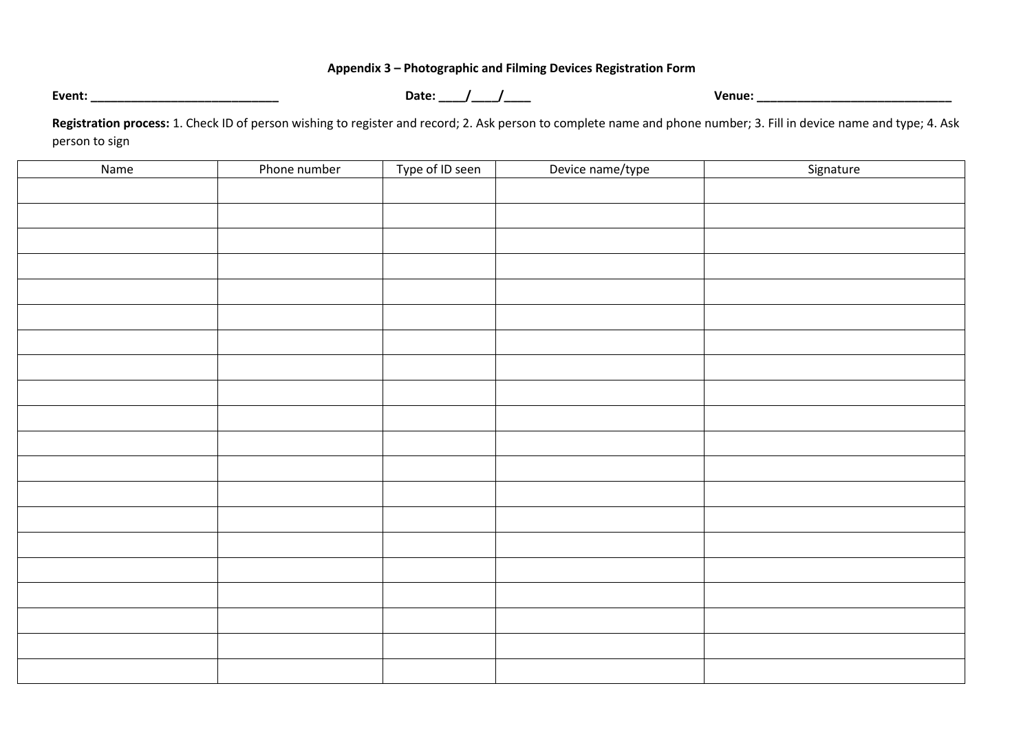**Appendix 3 – Photographic and Filming Devices Registration Form**

**Event: ____________________________** **Date: ____/____/____** **Venue: ______________________________**

**Registration process:** 1. Check ID of person wishing to register and record; 2. Ask person to complete name and phone number; 3. Fill in device name and type; 4. Ask person to sign

| Name | Phone number | Type of ID seen | Device name/type | Signature |
|---|---|---|---|---|
| | | | | |
| | | | | |
| | | | | |
| | | | | |
| | | | | |
| | | | | |
| | | | | |
| | | | | |
| | | | | |
| | | | | |
| | | | | |
| | | | | |
| | | | | |
| | | | | |
| | | | | |
| | | | | |
| | | | | |
| | | | | |
| | | | | |
| | | | | |